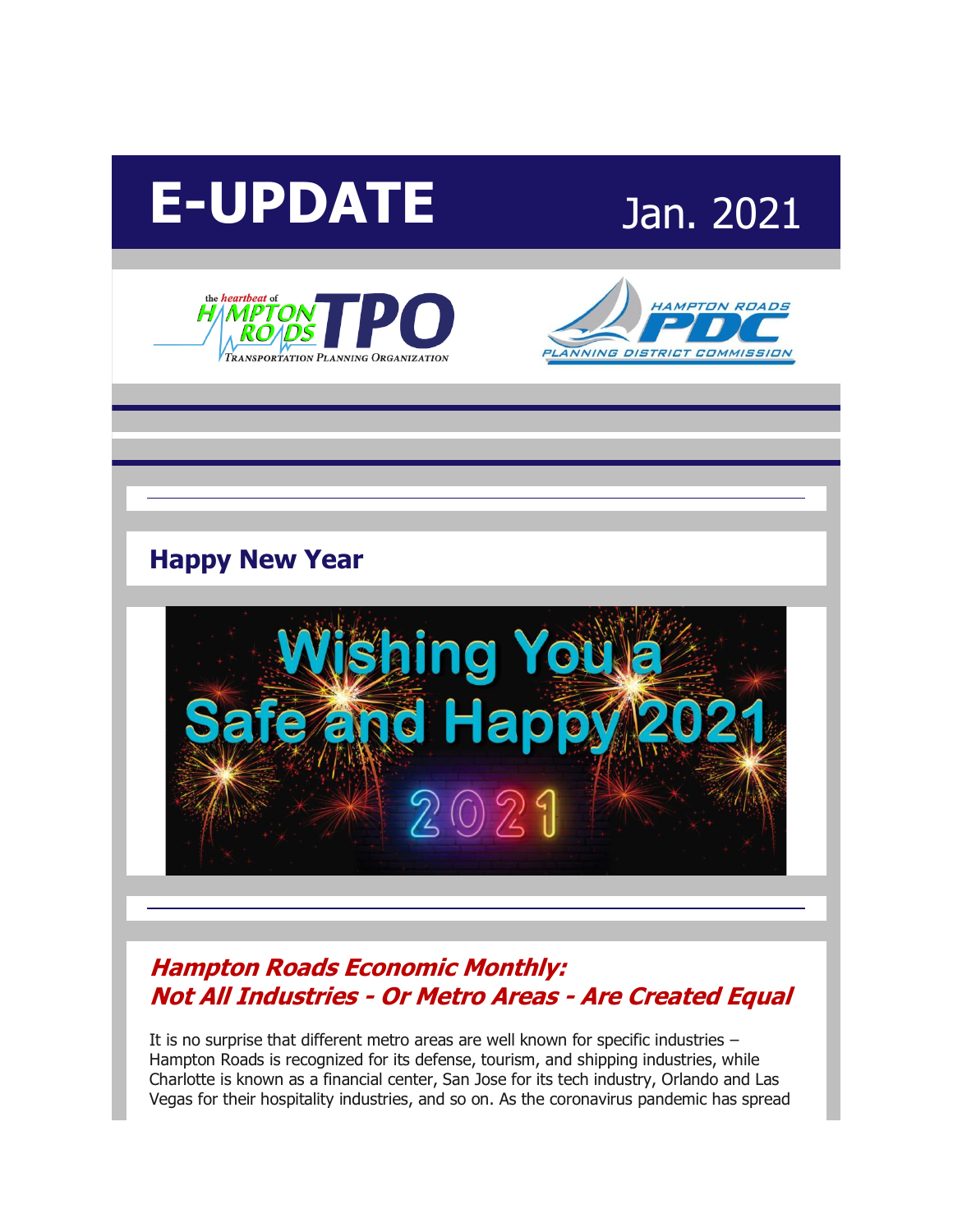# E-UPDATE

Jan. 2021

## Happy New Year

## *Hampton Roads Economic Monthly: Not All Industries - Or Metro Areas - Are Created Equal*

It is no surprise that different metro areas are well known for specific industries – Hampton Roads is recognized for its defense, tourism, and shipping industries, while Charlotte is known as a financial center, San Jose for its tech industry, Orlando and Las Vegas for their hospitality industries, and so on. As the coronavirus pandemic has spread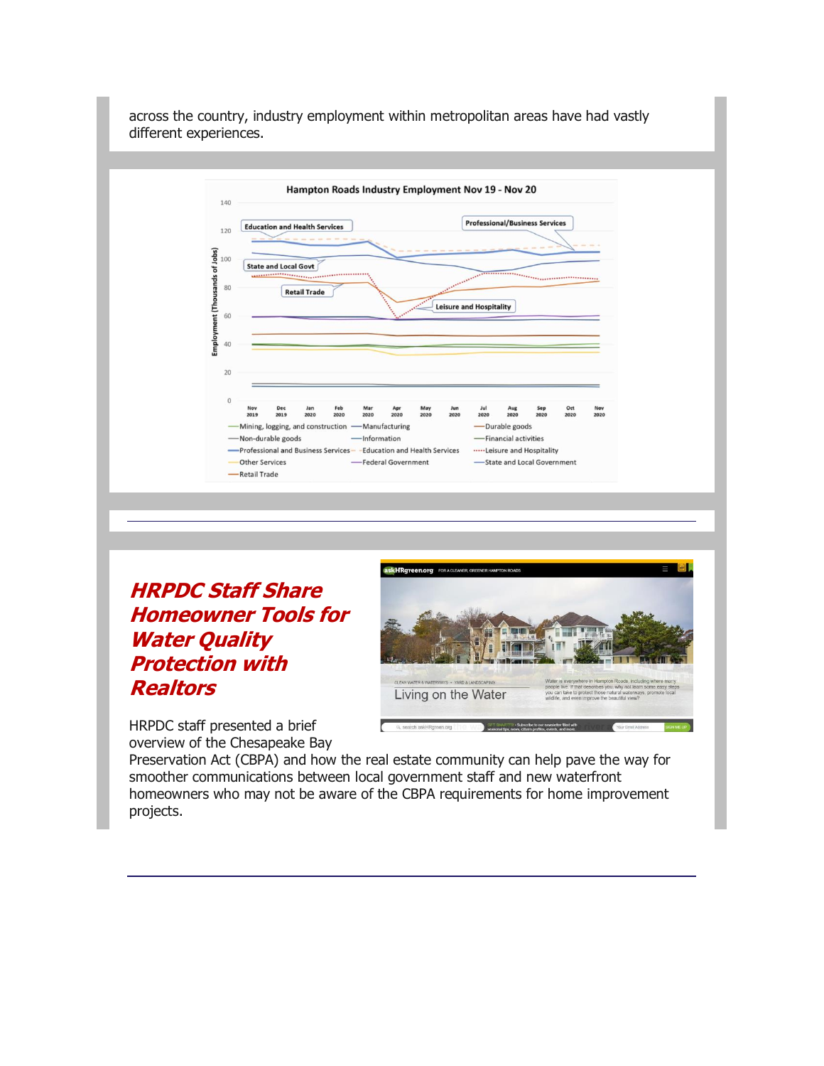across the country, industry employment within metropolitan areas have had vastly different experiences.

## HRPDC Staff Share Homeowner Tools for Water Quality Protection with Realtors

HRPDC staff presented a brief overview of the Chesapeake Bay Preservation Act (CBPA) and how the real estate community can help pave the way for smoother communications between local government staff and new waterfront homeowners who may not be aware of the CBPA requirements for home improvement projects.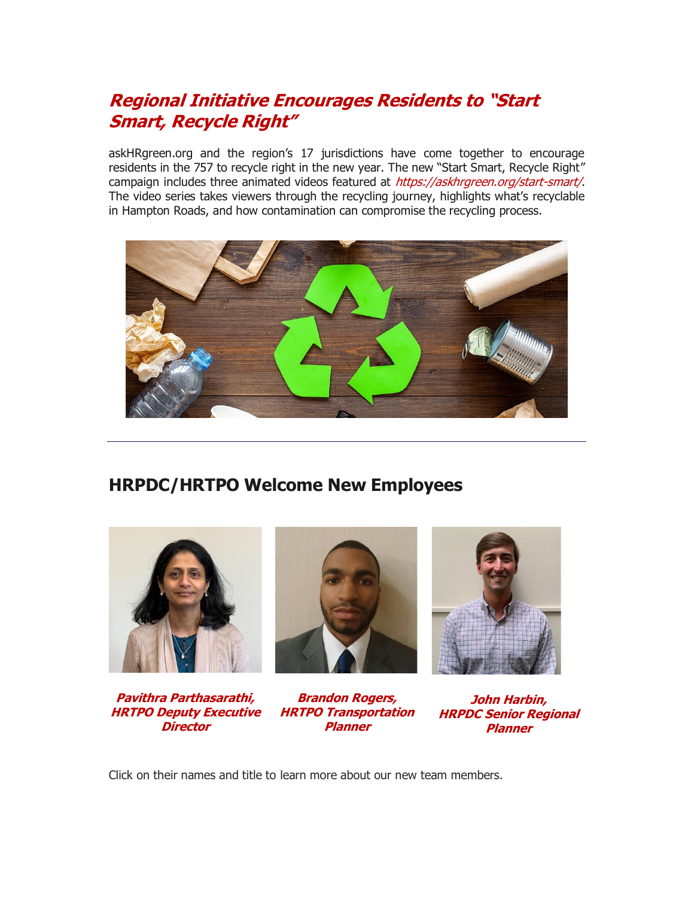## *Regional Initiative Encourages Residents to "Start Smart, Recycle Right"*

askHRgreen.org and the region's 17 jurisdictions have come together to encourage residents in the 757 to recycle right in the new year. The new "Start Smart, Recycle Right" campaign includes three animated videos featured at *https://askhrgreen.org/start-smart/*. The video series takes viewers through the recycling journey, highlights what's recyclable in Hampton Roads, and how contamination can compromise the recycling process.

---

## HRPDC/HRTPO Welcome New Employees

***Pavithra Parthasarathi, HRTPO Deputy Executive Director***

***Brandon Rogers, HRTPO Transportation Planner***

***John Harbin, HRPDC Senior Regional Planner***

Click on their names and title to learn more about our new team members.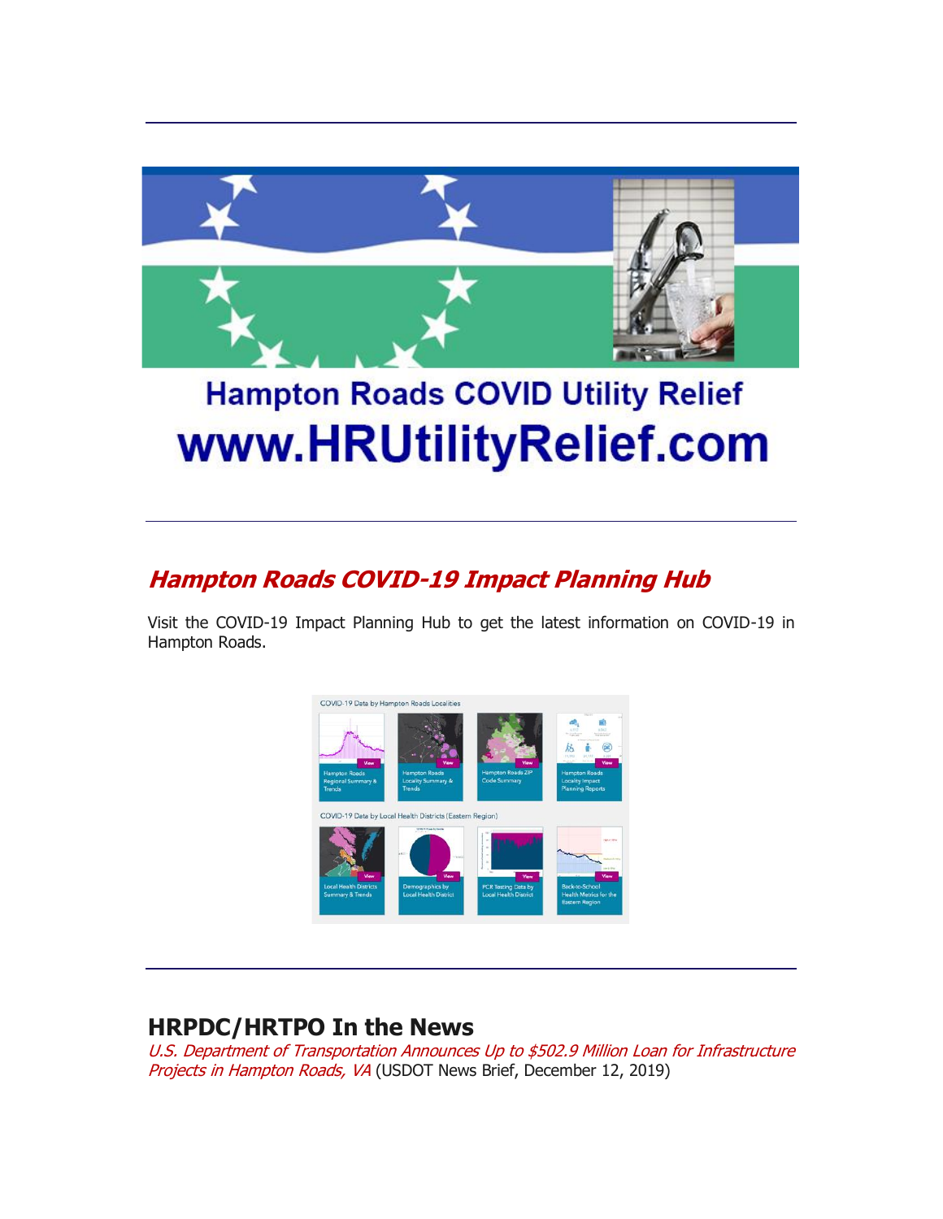---

Hampton Roads COVID Utility Relief

www.HRUtilityRelief.com

---

## *Hampton Roads COVID-19 Impact Planning Hub*

Visit the COVID-19 Impact Planning Hub to get the latest information on COVID-19 in Hampton Roads.

---

## HRPDC/HRTPO In the News

*U.S. Department of Transportation Announces Up to $502.9 Million Loan for Infrastructure Projects in Hampton Roads, VA* (USDOT News Brief, December 12, 2019)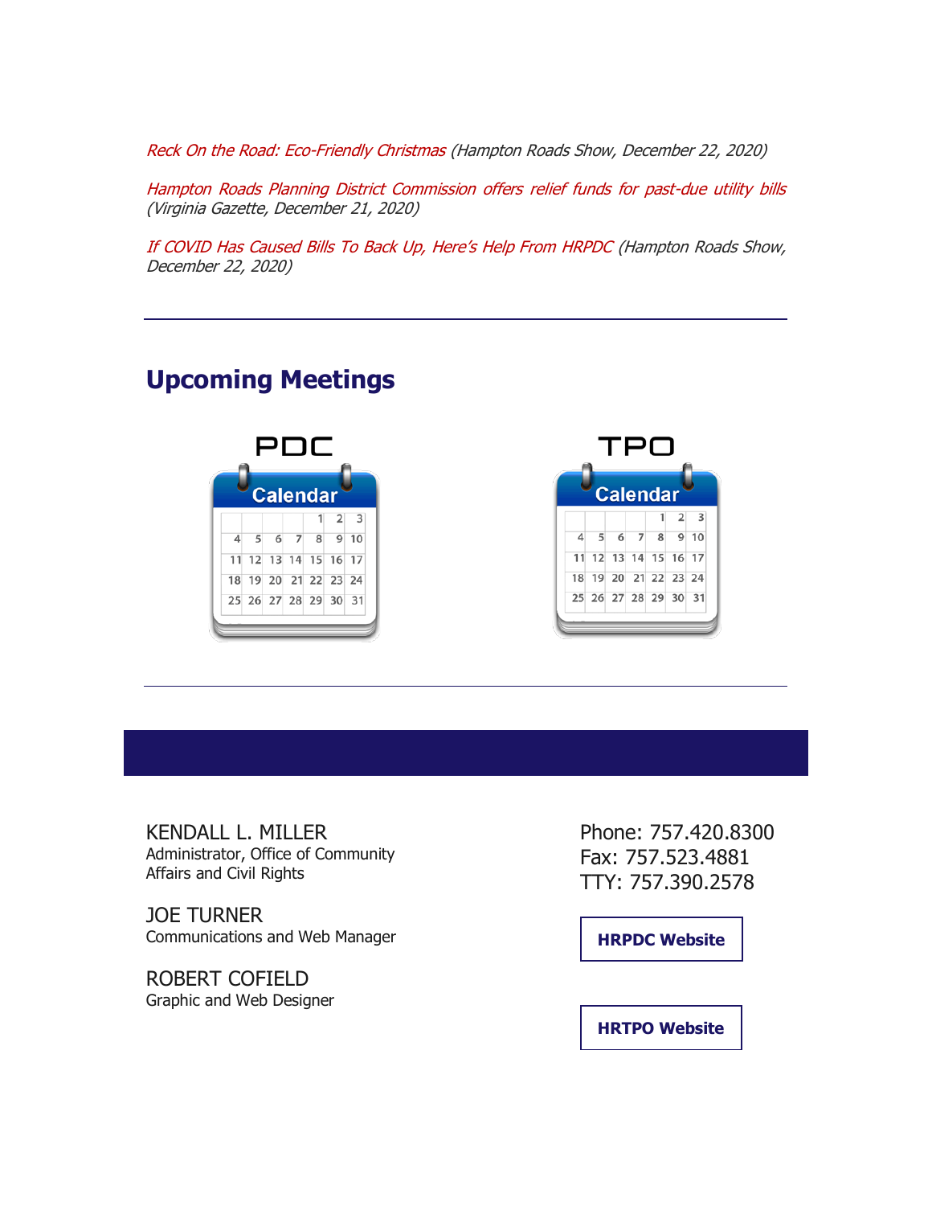*Reck On the Road: Eco-Friendly Christmas* (Hampton Roads Show, December 22, 2020)

*Hampton Roads Planning District Commission offers relief funds for past-due utility bills* (Virginia Gazette, December 21, 2020)

*If COVID Has Caused Bills To Back Up, Here's Help From HRPDC* (Hampton Roads Show, December 22, 2020)

---

## Upcoming Meetings

PDC

TPO

---

KENDALL L. MILLER
Administrator, Office of Community Affairs and Civil Rights

JOE TURNER
Communications and Web Manager

ROBERT COFIELD
Graphic and Web Designer

Phone: 757.420.8300
Fax: 757.523.4881
TTY: 757.390.2578

**HRPDC Website**

**HRTPO Website**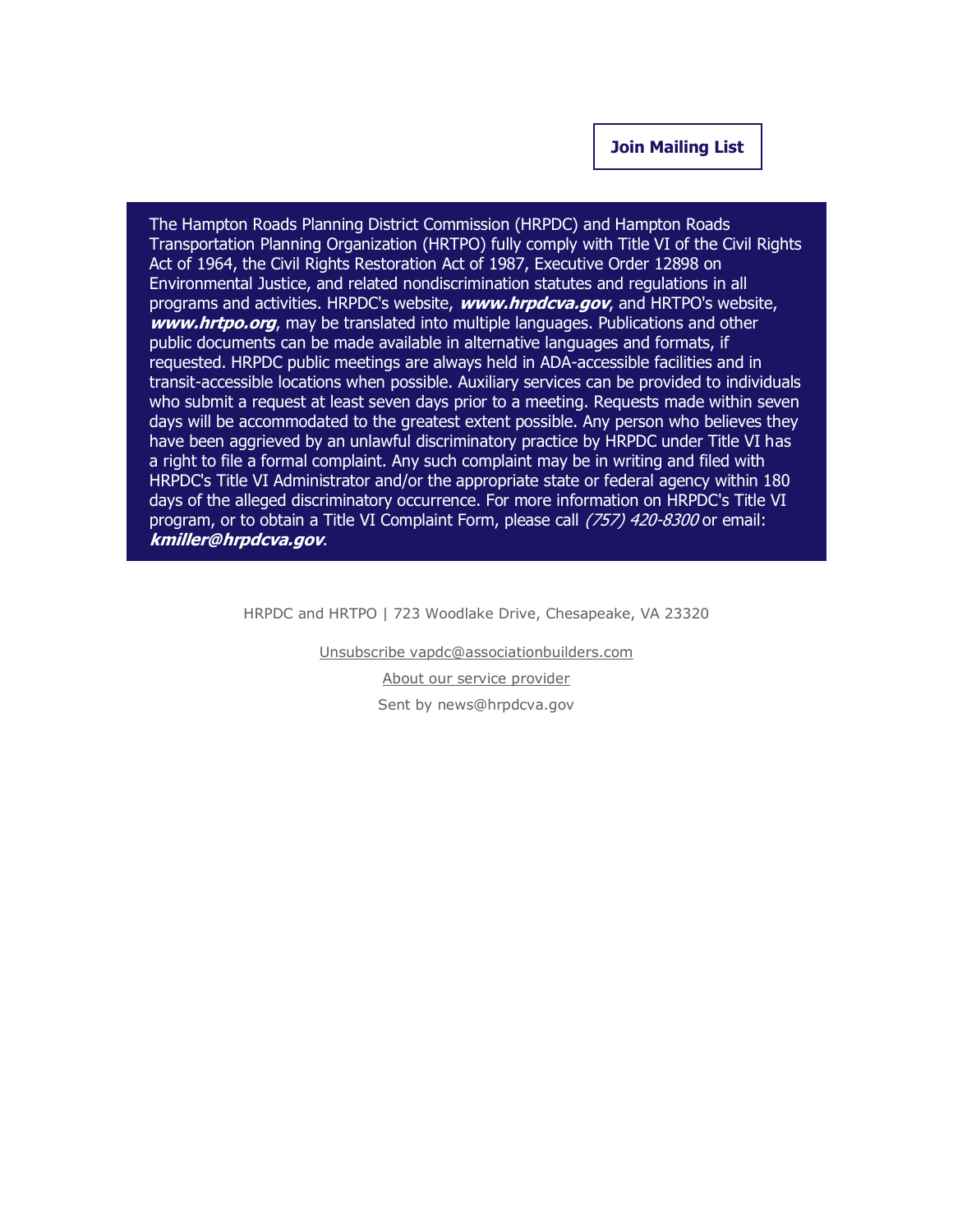**Join Mailing List**

The Hampton Roads Planning District Commission (HRPDC) and Hampton Roads Transportation Planning Organization (HRTPO) fully comply with Title VI of the Civil Rights Act of 1964, the Civil Rights Restoration Act of 1987, Executive Order 12898 on Environmental Justice, and related nondiscrimination statutes and regulations in all programs and activities. HRPDC's website, ***www.hrpdcva.gov***, and HRTPO's website, ***www.hrtpo.org***, may be translated into multiple languages. Publications and other public documents can be made available in alternative languages and formats, if requested. HRPDC public meetings are always held in ADA-accessible facilities and in transit-accessible locations when possible. Auxiliary services can be provided to individuals who submit a request at least seven days prior to a meeting. Requests made within seven days will be accommodated to the greatest extent possible. Any person who believes they have been aggrieved by an unlawful discriminatory practice by HRPDC under Title VI has a right to file a formal complaint. Any such complaint may be in writing and filed with HRPDC's Title VI Administrator and/or the appropriate state or federal agency within 180 days of the alleged discriminatory occurrence. For more information on HRPDC's Title VI program, or to obtain a Title VI Complaint Form, please call *(757) 420-8300* or email: ***kmiller@hrpdcva.gov***.

HRPDC and HRTPO | 723 Woodlake Drive, Chesapeake, VA 23320

Unsubscribe vapdc@associationbuilders.com

About our service provider

Sent by news@hrpdcva.gov